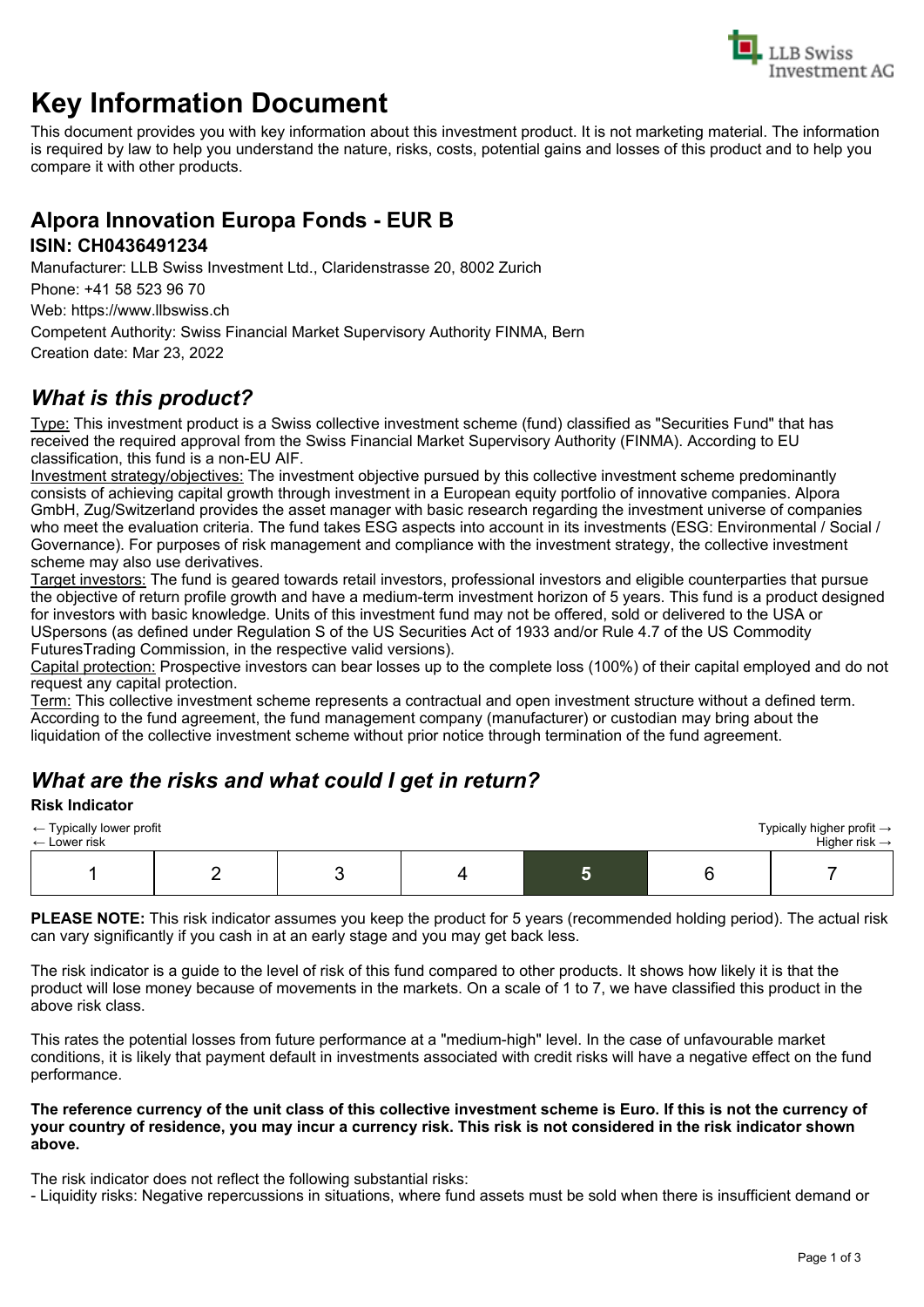# Key Information Document

This document provides you with key information about this investment product. It is not marketing material. The information is required by law to help you understand the nature, risks, costs, potential gains and losses of this product and to help you compare it with other products.

## Alpora Innovation Europa Fonds - EUR B

### ISIN: CH0436491234

Manufacturer: LLB Swiss Investment Ltd., Claridenstrasse 20, 8002 Zurich

Phone: +41 58 523 96 70

Web: https://www.llbswiss.ch

Competent Authority: Swiss Financial Market Supervisory Authority FINMA, Bern

Creation date: Mar 23, 2022

## *What is this product?*

Type: This investment product is a Swiss collective investment scheme (fund) classified as "Securities Fund" that has received the required approval from the Swiss Financial Market Supervisory Authority (FINMA). According to EU classification, this fund is a non-EU AIF.

Investment strategy/objectives: The investment objective pursued by this collective investment scheme predominantly consists of achieving capital growth through investment in a European equity portfolio of innovative companies. Alpora GmbH, Zug/Switzerland provides the asset manager with basic research regarding the investment universe of companies who meet the evaluation criteria. The fund takes ESG aspects into account in its investments (ESG: Environmental / Social / Governance). For purposes of risk management and compliance with the investment strategy, the collective investment scheme may also use derivatives.

Target investors: The fund is geared towards retail investors, professional investors and eligible counterparties that pursue the objective of return profile growth and have a medium-term investment horizon of 5 years. This fund is a product designed for investors with basic knowledge. Units of this investment fund may not be offered, sold or delivered to the USA or USpersons (as defined under Regulation S of the US Securities Act of 1933 and/or Rule 4.7 of the US Commodity FuturesTrading Commission, in the respective valid versions).

Capital protection: Prospective investors can bear losses up to the complete loss (100%) of their capital employed and do not request any capital protection.

Term: This collective investment scheme represents a contractual and open investment structure without a defined term. According to the fund agreement, the fund management company (manufacturer) or custodian may bring about the liquidation of the collective investment scheme without prior notice through termination of the fund agreement.

## *What are the risks and what could I get in return?*

**Risk Indicator**

← Typically lower profit
← Lower risk

Typically higher profit →
Higher risk →

| 1 | 2 | 3 | 4 | **5** | 6 | 7 |
|---|---|---|---|---|---|---|

**PLEASE NOTE:** This risk indicator assumes you keep the product for 5 years (recommended holding period). The actual risk can vary significantly if you cash in at an early stage and you may get back less.

The risk indicator is a guide to the level of risk of this fund compared to other products. It shows how likely it is that the product will lose money because of movements in the markets. On a scale of 1 to 7, we have classified this product in the above risk class.

This rates the potential losses from future performance at a "medium-high" level. In the case of unfavourable market conditions, it is likely that payment default in investments associated with credit risks will have a negative effect on the fund performance.

**The reference currency of the unit class of this collective investment scheme is Euro. If this is not the currency of your country of residence, you may incur a currency risk. This risk is not considered in the risk indicator shown above.**

The risk indicator does not reflect the following substantial risks:

- Liquidity risks: Negative repercussions in situations, where fund assets must be sold when there is insufficient demand or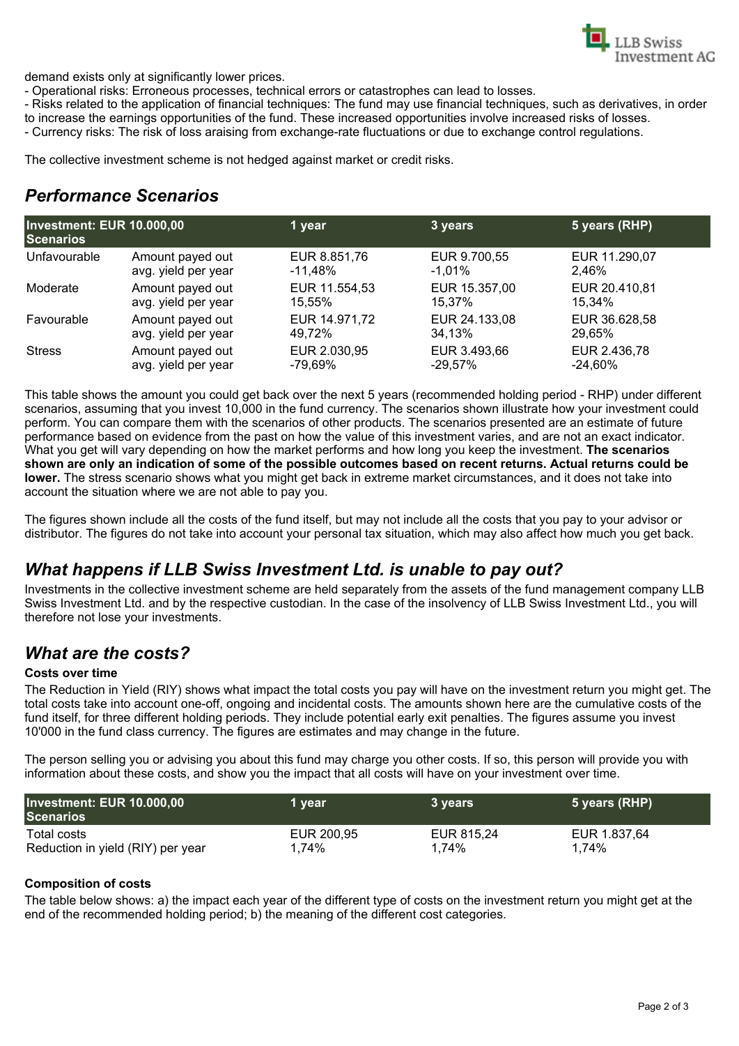demand exists only at significantly lower prices.

- Operational risks: Erroneous processes, technical errors or catastrophes can lead to losses.
- Risks related to the application of financial techniques: The fund may use financial techniques, such as derivatives, in order to increase the earnings opportunities of the fund. These increased opportunities involve increased risks of losses.
- Currency risks: The risk of loss araising from exchange-rate fluctuations or due to exchange control regulations.

The collective investment scheme is not hedged against market or credit risks.

## Performance Scenarios

| Investment: EUR 10.000,00 Scenarios | | 1 year | 3 years | 5 years (RHP) |
|---|---|---|---|---|
| Unfavourable | Amount payed out | EUR 8.851,76 | EUR 9.700,55 | EUR 11.290,07 |
| | avg. yield per year | -11,48% | -1,01% | 2,46% |
| Moderate | Amount payed out | EUR 11.554,53 | EUR 15.357,00 | EUR 20.410,81 |
| | avg. yield per year | 15,55% | 15,37% | 15,34% |
| Favourable | Amount payed out | EUR 14.971,72 | EUR 24.133,08 | EUR 36.628,58 |
| | avg. yield per year | 49,72% | 34,13% | 29,65% |
| Stress | Amount payed out | EUR 2.030,95 | EUR 3.493,66 | EUR 2.436,78 |
| | avg. yield per year | -79,69% | -29,57% | -24,60% |

This table shows the amount you could get back over the next 5 years (recommended holding period - RHP) under different scenarios, assuming that you invest 10,000 in the fund currency. The scenarios shown illustrate how your investment could perform. You can compare them with the scenarios of other products. The scenarios presented are an estimate of future performance based on evidence from the past on how the value of this investment varies, and are not an exact indicator. What you get will vary depending on how the market performs and how long you keep the investment. **The scenarios shown are only an indication of some of the possible outcomes based on recent returns. Actual returns could be lower.** The stress scenario shows what you might get back in extreme market circumstances, and it does not take into account the situation where we are not able to pay you.

The figures shown include all the costs of the fund itself, but may not include all the costs that you pay to your advisor or distributor. The figures do not take into account your personal tax situation, which may also affect how much you get back.

## What happens if LLB Swiss Investment Ltd. is unable to pay out?

Investments in the collective investment scheme are held separately from the assets of the fund management company LLB Swiss Investment Ltd. and by the respective custodian. In the case of the insolvency of LLB Swiss Investment Ltd., you will therefore not lose your investments.

## What are the costs?

**Costs over time**

The Reduction in Yield (RIY) shows what impact the total costs you pay will have on the investment return you might get. The total costs take into account one-off, ongoing and incidental costs. The amounts shown here are the cumulative costs of the fund itself, for three different holding periods. They include potential early exit penalties. The figures assume you invest 10'000 in the fund class currency. The figures are estimates and may change in the future.

The person selling you or advising you about this fund may charge you other costs. If so, this person will provide you with information about these costs, and show you the impact that all costs will have on your investment over time.

| Investment: EUR 10.000,00 Scenarios | 1 year | 3 years | 5 years (RHP) |
|---|---|---|---|
| Total costs | EUR 200,95 | EUR 815,24 | EUR 1.837,64 |
| Reduction in yield (RIY) per year | 1,74% | 1,74% | 1,74% |

**Composition of costs**

The table below shows: a) the impact each year of the different type of costs on the investment return you might get at the end of the recommended holding period; b) the meaning of the different cost categories.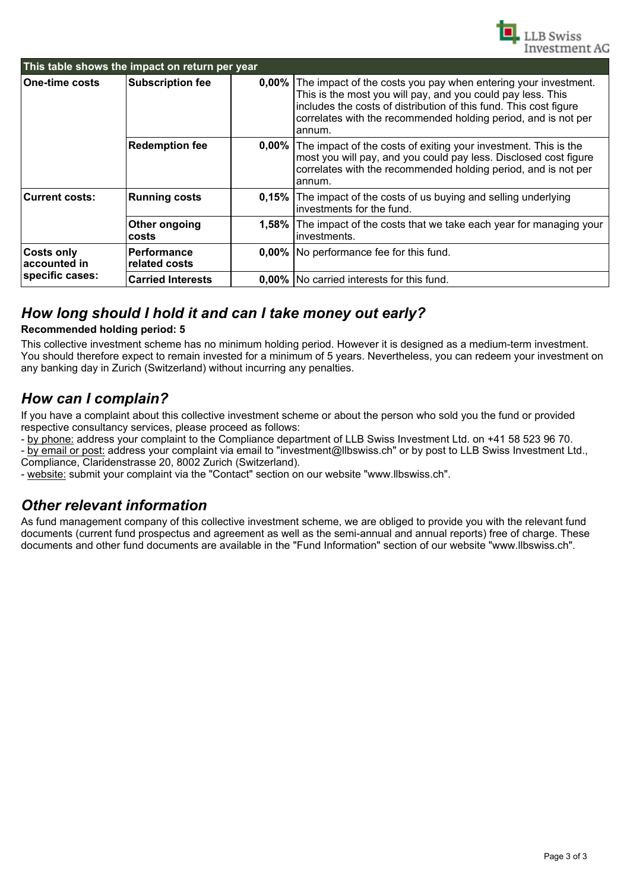| This table shows the impact on return per year | | | |
|---|---|---|---|
| **One-time costs** | **Subscription fee** | **0,00%** | The impact of the costs you pay when entering your investment. This is the most you will pay, and you could pay less. This includes the costs of distribution of this fund. This cost figure correlates with the recommended holding period, and is not per annum. |
| | **Redemption fee** | **0,00%** | The impact of the costs of exiting your investment. This is the most you will pay, and you could pay less. Disclosed cost figure correlates with the recommended holding period, and is not per annum. |
| **Current costs:** | **Running costs** | **0,15%** | The impact of the costs of us buying and selling underlying investments for the fund. |
| | **Other ongoing costs** | **1,58%** | The impact of the costs that we take each year for managing your investments. |
| **Costs only accounted in specific cases:** | **Performance related costs** | **0,00%** | No performance fee for this fund. |
| | **Carried Interests** | **0,00%** | No carried interests for this fund. |

## *How long should I hold it and can I take money out early?*

**Recommended holding period: 5**

This collective investment scheme has no minimum holding period. However it is designed as a medium-term investment. You should therefore expect to remain invested for a minimum of 5 years. Nevertheless, you can redeem your investment on any banking day in Zurich (Switzerland) without incurring any penalties.

## *How can I complain?*

If you have a complaint about this collective investment scheme or about the person who sold you the fund or provided respective consultancy services, please proceed as follows:

- by phone: address your complaint to the Compliance department of LLB Swiss Investment Ltd. on +41 58 523 96 70.
- by email or post: address your complaint via email to "investment@llbswiss.ch" or by post to LLB Swiss Investment Ltd., Compliance, Claridenstrasse 20, 8002 Zurich (Switzerland).
- website: submit your complaint via the "Contact" section on our website "www.llbswiss.ch".

## *Other relevant information*

As fund management company of this collective investment scheme, we are obliged to provide you with the relevant fund documents (current fund prospectus and agreement as well as the semi-annual and annual reports) free of charge. These documents and other fund documents are available in the "Fund Information" section of our website "www.llbswiss.ch".